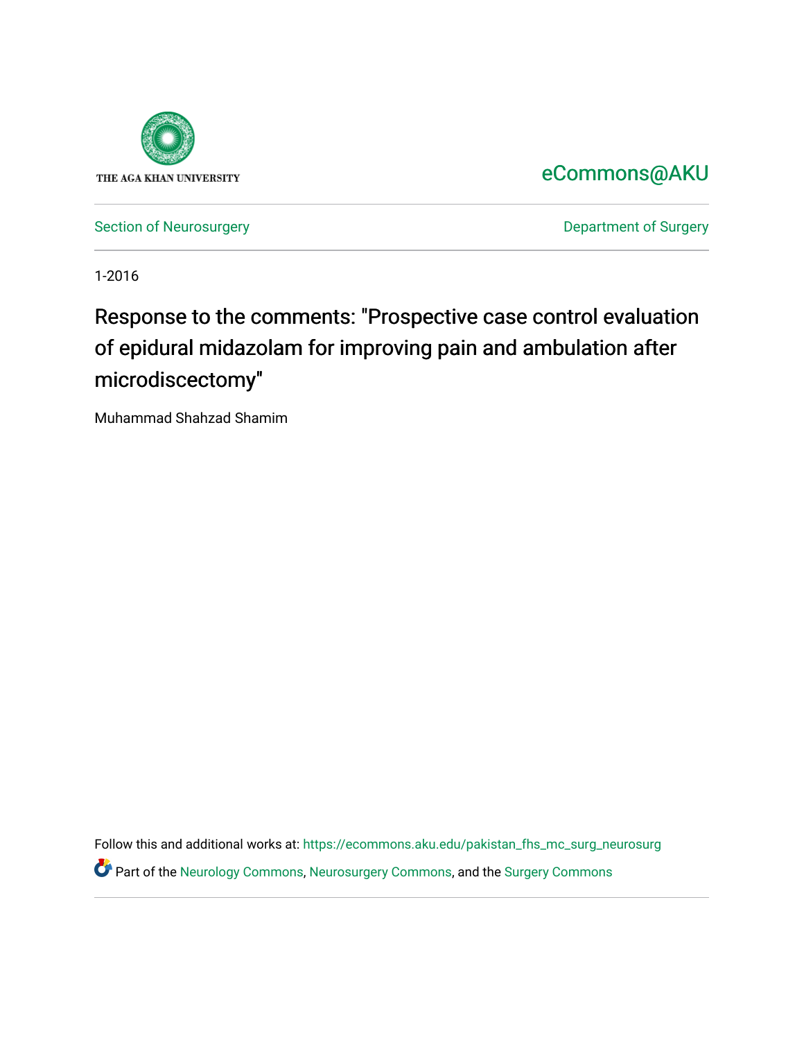THE AGA KHAN UNIVERSITY

eCommons@AKU

Section of Neurosurgery

Department of Surgery

1-2016

# Response to the comments: "Prospective case control evaluation of epidural midazolam for improving pain and ambulation after microdiscectomy"

Muhammad Shahzad Shamim

Follow this and additional works at: https://ecommons.aku.edu/pakistan_fhs_mc_surg_neurosurg

Part of the Neurology Commons, Neurosurgery Commons, and the Surgery Commons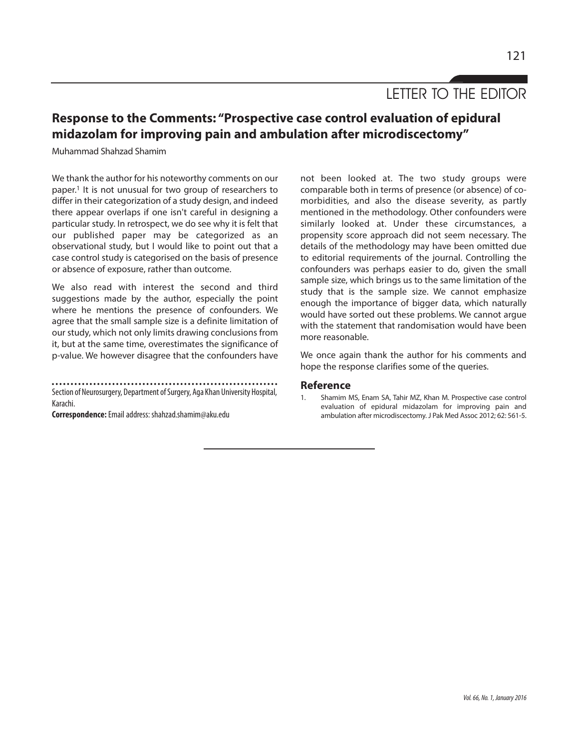# LETTER TO THE EDITOR

## Response to the Comments: "Prospective case control evaluation of epidural midazolam for improving pain and ambulation after microdiscectomy"

Muhammad Shahzad Shamim

We thank the author for his noteworthy comments on our paper.[1] It is not unusual for two group of researchers to differ in their categorization of a study design, and indeed there appear overlaps if one isn't careful in designing a particular study. In retrospect, we do see why it is felt that our published paper may be categorized as an observational study, but I would like to point out that a case control study is categorised on the basis of presence or absence of exposure, rather than outcome.

We also read with interest the second and third suggestions made by the author, especially the point where he mentions the presence of confounders. We agree that the small sample size is a definite limitation of our study, which not only limits drawing conclusions from it, but at the same time, overestimates the significance of p-value. We however disagree that the confounders have not been looked at. The two study groups were comparable both in terms of presence (or absence) of co-morbidities, and also the disease severity, as partly mentioned in the methodology. Other confounders were similarly looked at. Under these circumstances, a propensity score approach did not seem necessary. The details of the methodology may have been omitted due to editorial requirements of the journal. Controlling the confounders was perhaps easier to do, given the small sample size, which brings us to the same limitation of the study that is the sample size. We cannot emphasize enough the importance of bigger data, which naturally would have sorted out these problems. We cannot argue with the statement that randomisation would have been more reasonable.

We once again thank the author for his comments and hope the response clarifies some of the queries.

Section of Neurosurgery, Department of Surgery, Aga Khan University Hospital, Karachi.

**Correspondence:** Email address: shahzad.shamim@aku.edu

### Reference

1. Shamim MS, Enam SA, Tahir MZ, Khan M. Prospective case control evaluation of epidural midazolam for improving pain and ambulation after microdiscectomy. J Pak Med Assoc 2012; 62: 561-5.